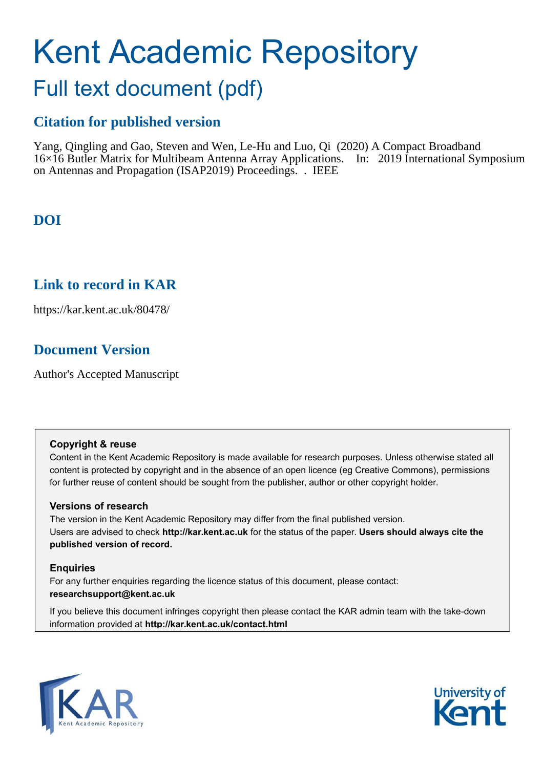# Kent Academic Repository

## Full text document (pdf)

### Citation for published version

Yang, Qingling and Gao, Steven and Wen, Le-Hu and Luo, Qi (2020) A Compact Broadband 16×16 Butler Matrix for Multibeam Antenna Array Applications. In: 2019 International Symposium on Antennas and Propagation (ISAP2019) Proceedings. . IEEE

### DOI

### Link to record in KAR

https://kar.kent.ac.uk/80478/

### Document Version

Author's Accepted Manuscript

**Copyright & reuse**

Content in the Kent Academic Repository is made available for research purposes. Unless otherwise stated all content is protected by copyright and in the absence of an open licence (eg Creative Commons), permissions for further reuse of content should be sought from the publisher, author or other copyright holder.

**Versions of research**

The version in the Kent Academic Repository may differ from the final published version.
Users are advised to check **http://kar.kent.ac.uk** for the status of the paper. **Users should always cite the published version of record.**

**Enquiries**

For any further enquiries regarding the licence status of this document, please contact:
**researchsupport@kent.ac.uk**

If you believe this document infringes copyright then please contact the KAR admin team with the take-down information provided at **http://kar.kent.ac.uk/contact.html**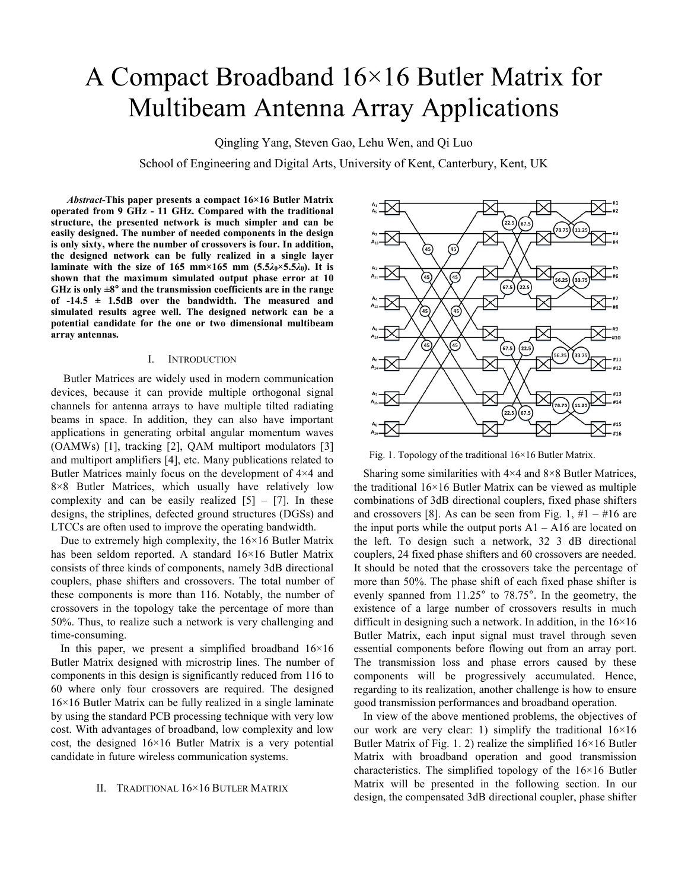# A Compact Broadband 16×16 Butler Matrix for Multibeam Antenna Array Applications

Qingling Yang, Steven Gao, Lehu Wen, and Qi Luo

School of Engineering and Digital Arts, University of Kent, Canterbury, Kent, UK

***Abstract*-This paper presents a compact 16×16 Butler Matrix operated from 9 GHz - 11 GHz. Compared with the traditional structure, the presented network is much simpler and can be easily designed. The number of needed components in the design is only sixty, where the number of crossovers is four. In addition, the designed network can be fully realized in a single layer laminate with the size of 165 mm×165 mm ($5.5\lambda_0 \times 5.5\lambda_0$). It is shown that the maximum simulated output phase error at 10 GHz is only ±8° and the transmission coefficients are in the range of -14.5 ± 1.5dB over the bandwidth. The measured and simulated results agree well. The designed network can be a potential candidate for the one or two dimensional multibeam array antennas.**

## I. Introduction

Butler Matrices are widely used in modern communication devices, because it can provide multiple orthogonal signal channels for antenna arrays to have multiple tilted radiating beams in space. In addition, they can also have important applications in generating orbital angular momentum waves (OAMWs) [1], tracking [2], QAM multiport modulators [3] and multiport amplifiers [4], etc. Many publications related to Butler Matrices mainly focus on the development of 4×4 and 8×8 Butler Matrices, which usually have relatively low complexity and can be easily realized [5] – [7]. In these designs, the striplines, defected ground structures (DGSs) and LTCCs are often used to improve the operating bandwidth.

Due to extremely high complexity, the 16×16 Butler Matrix has been seldom reported. A standard 16×16 Butler Matrix consists of three kinds of components, namely 3dB directional couplers, phase shifters and crossovers. The total number of these components is more than 116. Notably, the number of crossovers in the topology take the percentage of more than 50%. Thus, to realize such a network is very challenging and time-consuming.

In this paper, we present a simplified broadband 16×16 Butler Matrix designed with microstrip lines. The number of components in this design is significantly reduced from 116 to 60 where only four crossovers are required. The designed 16×16 Butler Matrix can be fully realized in a single laminate by using the standard PCB processing technique with very low cost. With advantages of broadband, low complexity and low cost, the designed 16×16 Butler Matrix is a very potential candidate in future wireless communication systems.

## II. Traditional 16×16 Butler Matrix

Fig. 1. Topology of the traditional 16×16 Butler Matrix.

Sharing some similarities with 4×4 and 8×8 Butler Matrices, the traditional 16×16 Butler Matrix can be viewed as multiple combinations of 3dB directional couplers, fixed phase shifters and crossovers [8]. As can be seen from Fig. 1, #1 – #16 are the input ports while the output ports A1 – A16 are located on the left. To design such a network, 32 3 dB directional couplers, 24 fixed phase shifters and 60 crossovers are needed. It should be noted that the crossovers take the percentage of more than 50%. The phase shift of each fixed phase shifter is evenly spanned from 11.25° to 78.75°. In the geometry, the existence of a large number of crossovers results in much difficult in designing such a network. In addition, in the 16×16 Butler Matrix, each input signal must travel through seven essential components before flowing out from an array port. The transmission loss and phase errors caused by these components will be progressively accumulated. Hence, regarding to its realization, another challenge is how to ensure good transmission performances and broadband operation.

In view of the above mentioned problems, the objectives of our work are very clear: 1) simplify the traditional 16×16 Butler Matrix of Fig. 1. 2) realize the simplified 16×16 Butler Matrix with broadband operation and good transmission characteristics. The simplified topology of the 16×16 Butler Matrix will be presented in the following section. In our design, the compensated 3dB directional coupler, phase shifter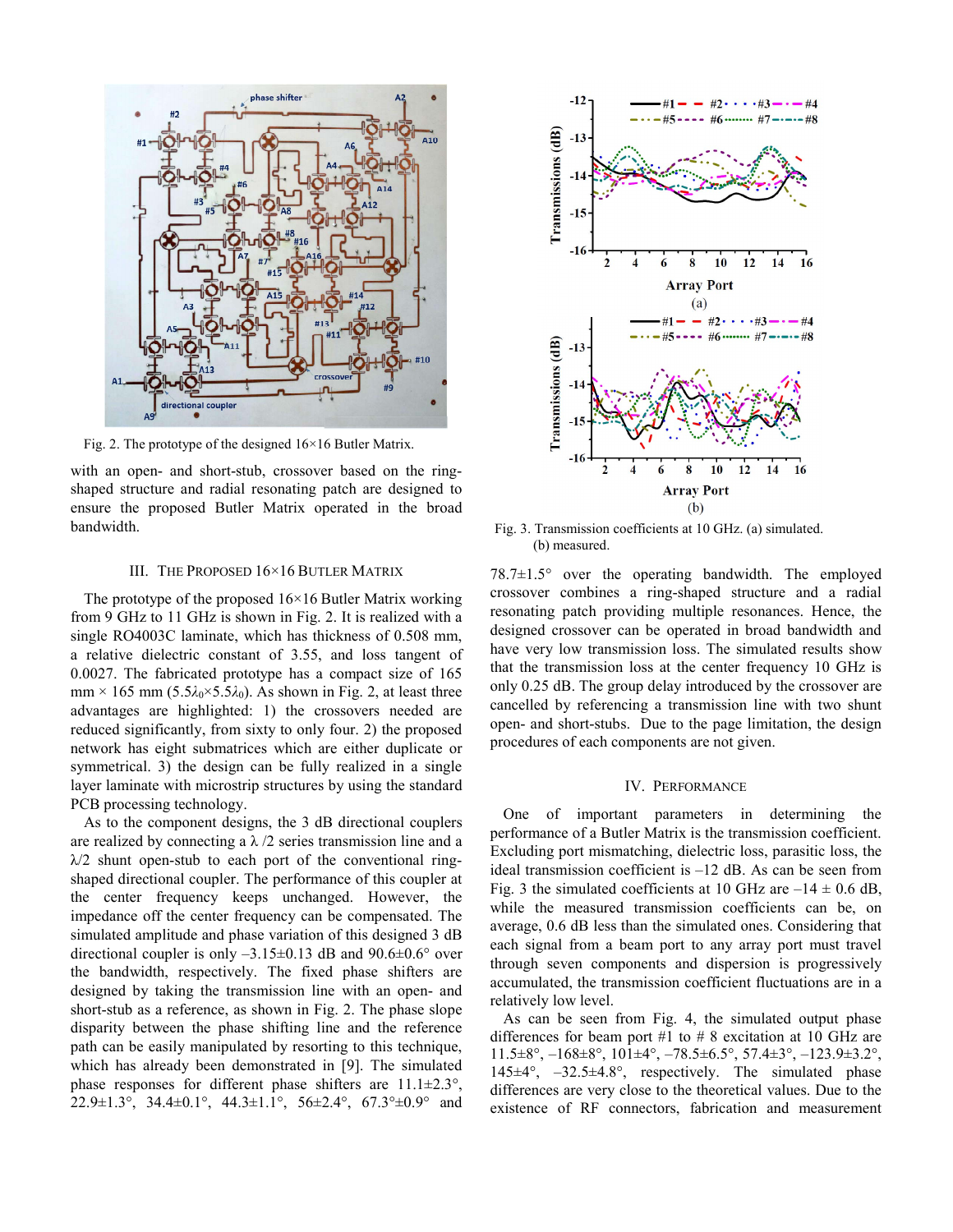Fig. 2. The prototype of the designed 16×16 Butler Matrix.

with an open- and short-stub, crossover based on the ring-shaped structure and radial resonating patch are designed to ensure the proposed Butler Matrix operated in the broad bandwidth.

## III. The Proposed 16×16 Butler Matrix

The prototype of the proposed 16×16 Butler Matrix working from 9 GHz to 11 GHz is shown in Fig. 2. It is realized with a single RO4003C laminate, which has thickness of 0.508 mm, a relative dielectric constant of 3.55, and loss tangent of 0.0027. The fabricated prototype has a compact size of 165 mm × 165 mm ($5.5\lambda_0 \times 5.5\lambda_0$). As shown in Fig. 2, at least three advantages are highlighted: 1) the crossovers needed are reduced significantly, from sixty to only four. 2) the proposed network has eight submatrices which are either duplicate or symmetrical. 3) the design can be fully realized in a single layer laminate with microstrip structures by using the standard PCB processing technology.

As to the component designs, the 3 dB directional couplers are realized by connecting a $\lambda$ /2 series transmission line and a $\lambda$/2 shunt open-stub to each port of the conventional ring-shaped directional coupler. The performance of this coupler at the center frequency keeps unchanged. However, the impedance off the center frequency can be compensated. The simulated amplitude and phase variation of this designed 3 dB directional coupler is only –3.15±0.13 dB and 90.6±0.6° over the bandwidth, respectively. The fixed phase shifters are designed by taking the transmission line with an open- and short-stub as a reference, as shown in Fig. 2. The phase slope disparity between the phase shifting line and the reference path can be easily manipulated by resorting to this technique, which has already been demonstrated in [9]. The simulated phase responses for different phase shifters are 11.1±2.3°, 22.9±1.3°, 34.4±0.1°, 44.3±1.1°, 56±2.4°, 67.3°±0.9° and 78.7±1.5° over the operating bandwidth. The employed crossover combines a ring-shaped structure and a radial resonating patch providing multiple resonances. Hence, the designed crossover can be operated in broad bandwidth and have very low transmission loss. The simulated results show that the transmission loss at the center frequency 10 GHz is only 0.25 dB. The group delay introduced by the crossover are cancelled by referencing a transmission line with two shunt open- and short-stubs. Due to the page limitation, the design procedures of each components are not given.

Fig. 3. Transmission coefficients at 10 GHz. (a) simulated. (b) measured.

## IV. Performance

One of important parameters in determining the performance of a Butler Matrix is the transmission coefficient. Excluding port mismatching, dielectric loss, parasitic loss, the ideal transmission coefficient is –12 dB. As can be seen from Fig. 3 the simulated coefficients at 10 GHz are –14 ± 0.6 dB, while the measured transmission coefficients can be, on average, 0.6 dB less than the simulated ones. Considering that each signal from a beam port to any array port must travel through seven components and dispersion is progressively accumulated, the transmission coefficient fluctuations are in a relatively low level.

As can be seen from Fig. 4, the simulated output phase differences for beam port #1 to # 8 excitation at 10 GHz are 11.5±8°, –168±8°, 101±4°, –78.5±6.5°, 57.4±3°, –123.9±3.2°, 145±4°, –32.5±4.8°, respectively. The simulated phase differences are very close to the theoretical values. Due to the existence of RF connectors, fabrication and measurement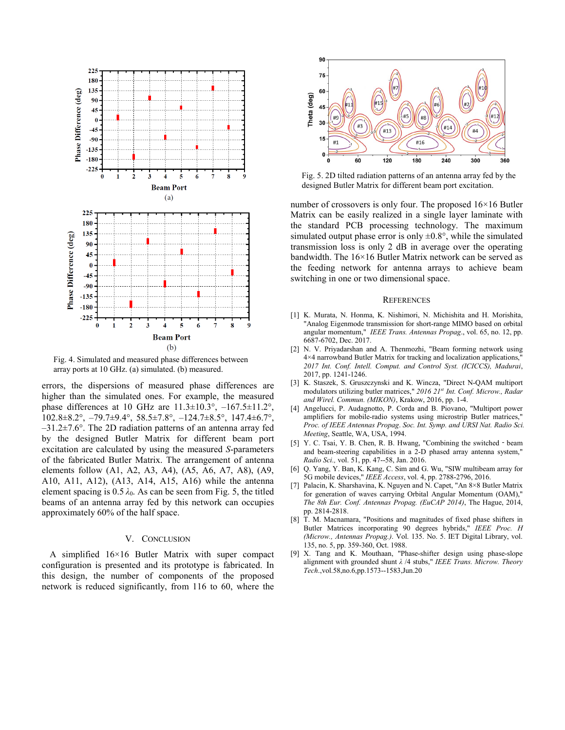225
180
135
90
45
0
-45
-90
-135
-180
-225
0 1 2 3 4 5 6 7 8 9
Phase Difference (deg)
Beam Port
(a)

225
180
135
90
45
0
-45
-90
-135
-180
-225
0 1 2 3 4 5 6 7 8 9
Phase Difference (deg)
Beam Port
(b)

Fig. 4. Simulated and measured phase differences between array ports at 10 GHz. (a) simulated. (b) measured.

errors, the dispersions of measured phase differences are higher than the simulated ones. For example, the measured phase differences at 10 GHz are 11.3±10.3°, –167.5±11.2°, 102.8±8.2°, –79.7±9.4°, 58.5±7.8°, –124.7±8.5°, 147.4±6.7°, –31.2±7.6°. The 2D radiation patterns of an antenna array fed by the designed Butler Matrix for different beam port excitation are calculated by using the measured *S*-parameters of the fabricated Butler Matrix. The arrangement of antenna elements follow (A1, A2, A3, A4), (A5, A6, A7, A8), (A9, A10, A11, A12), (A13, A14, A15, A16) while the antenna element spacing is 0.5 $\lambda_0$. As can be seen from Fig. 5, the titled beams of an antenna array fed by this network can occupies approximately 60% of the half space.

## V. Conclusion

A simplified 16×16 Butler Matrix with super compact configuration is presented and its prototype is fabricated. In this design, the number of components of the proposed network is reduced significantly, from 116 to 60, where the number of crossovers is only four. The proposed 16×16 Butler Matrix can be easily realized in a single layer laminate with the standard PCB processing technology. The maximum simulated output phase error is only ±0.8°, while the simulated transmission loss is only 2 dB in average over the operating bandwidth. The 16×16 Butler Matrix network can be served as the feeding network for antenna arrays to achieve beam switching in one or two dimensional space.

90
75
60
45
30
15
0
0 60 120 180 240 300 360
Theta (deg)
#7 #10 #11 #15 #6 #2 #9 #5 #8 #12 #3 #13 #14 #4 #1 #16

Fig. 5. 2D tilted radiation patterns of an antenna array fed by the designed Butler Matrix for different beam port excitation.

## References

[1] K. Murata, N. Honma, K. Nishimori, N. Michishita and H. Morishita, "Analog Eigenmode transmission for short-range MIMO based on orbital angular momentum," *IEEE Trans. Antennas Propag*., vol. 65, no. 12, pp. 6687-6702, Dec. 2017.

[2] N. V. Priyadarshan and A. Thenmozhi, "Beam forming network using 4×4 narrowband Butler Matrix for tracking and localization applications," *2017 Int. Conf. Intell. Comput. and Control Syst. (ICICCS), Madurai*, 2017, pp. 1241-1246.

[3] K. Staszek, S. Gruszczynski and K. Wincza, "Direct N-QAM multiport modulators utilizing butler matrices," *2016 21st Int. Conf. Microw., Radar and Wirel. Commun. (MIKON)*, Krakow, 2016, pp. 1-4.

[4] Angelucci, P. Audagnotto, P. Corda and B. Piovano, "Multiport power amplifiers for mobile-radio systems using microstrip Butler matrices," *Proc. of IEEE Antennas Propag. Soc. Int. Symp. and URSI Nat. Radio Sci. Meeting*, Seattle, WA, USA, 1994.

[5] Y. C. Tsai, Y. B. Chen, R. B. Hwang, "Combining the switched - beam and beam-steering capabilities in a 2-D phased array antenna system," *Radio Sci.,* vol. 51, pp. 47--58, Jan. 2016.

[6] Q. Yang, Y. Ban, K. Kang, C. Sim and G. Wu, "SIW multibeam array for 5G mobile devices," *IEEE Access*, vol. 4, pp. 2788-2796, 2016.

[7] Palacin, K. Sharshavina, K. Nguyen and N. Capet, "An 8×8 Butler Matrix for generation of waves carrying Orbital Angular Momentum (OAM)," *The 8th Eur. Conf. Antennas Propag. (EuCAP 2014)*, The Hague, 2014, pp. 2814-2818.

[8] T. M. Macnamara, "Positions and magnitudes of fixed phase shifters in Butler Matrices incorporating 90 degrees hybrids," *IEEE Proc. H (Microw., Antennas Propag.)*. Vol. 135. No. 5. IET Digital Library, vol. 135, no. 5, pp. 359-360, Oct. 1988.

[9] X. Tang and K. Mouthaan, "Phase-shifter design using phase-slope alignment with grounded shunt $\lambda$ /4 stubs," *IEEE Trans. Microw. Theory Tech*.,vol.58,no.6,pp.1573--1583,Jun.20